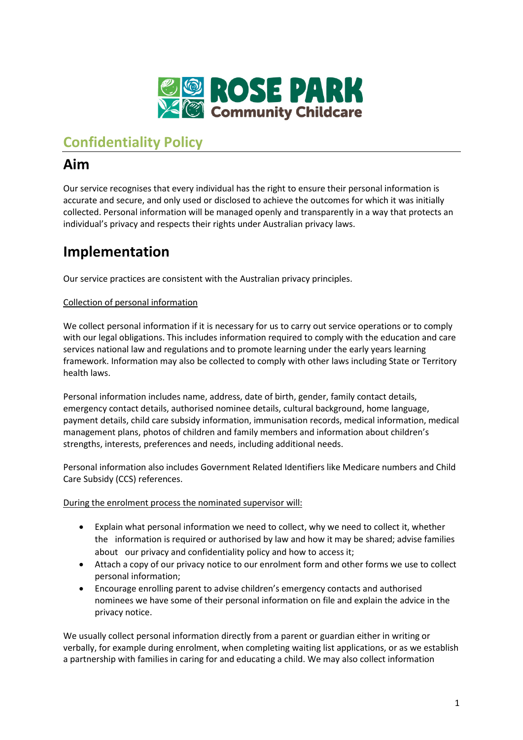# Confidentiality Policy

## Aim

Our service recognises that every individual has the right to ensure their personal information is accurate and secure, and only used or disclosed to achieve the outcomes for which it was initially collected. Personal information will be managed openly and transparently in a way that protects an individual's privacy and respects their rights under Australian privacy laws.

## Implementation

Our service practices are consistent with the Australian privacy principles.

Collection of personal information

We collect personal information if it is necessary for us to carry out service operations or to comply with our legal obligations. This includes information required to comply with the education and care services national law and regulations and to promote learning under the early years learning framework. Information may also be collected to comply with other laws including State or Territory health laws.

Personal information includes name, address, date of birth, gender, family contact details, emergency contact details, authorised nominee details, cultural background, home language, payment details, child care subsidy information, immunisation records, medical information, medical management plans, photos of children and family members and information about children's strengths, interests, preferences and needs, including additional needs.

Personal information also includes Government Related Identifiers like Medicare numbers and Child Care Subsidy (CCS) references.

During the enrolment process the nominated supervisor will:

- Explain what personal information we need to collect, why we need to collect it, whether the information is required or authorised by law and how it may be shared; advise families about our privacy and confidentiality policy and how to access it;
- Attach a copy of our privacy notice to our enrolment form and other forms we use to collect personal information;
- Encourage enrolling parent to advise children's emergency contacts and authorised nominees we have some of their personal information on file and explain the advice in the privacy notice.

We usually collect personal information directly from a parent or guardian either in writing or verbally, for example during enrolment, when completing waiting list applications, or as we establish a partnership with families in caring for and educating a child. We may also collect information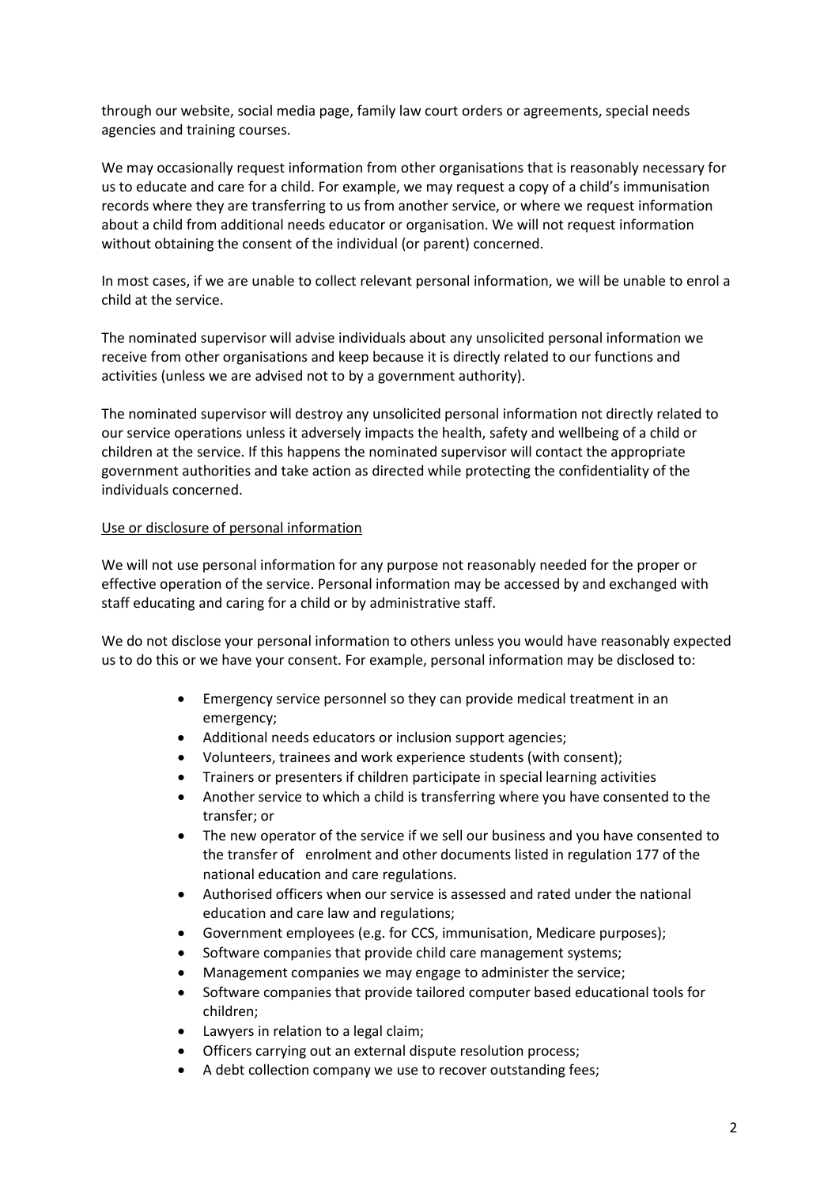through our website, social media page, family law court orders or agreements, special needs agencies and training courses.

We may occasionally request information from other organisations that is reasonably necessary for us to educate and care for a child. For example, we may request a copy of a child's immunisation records where they are transferring to us from another service, or where we request information about a child from additional needs educator or organisation. We will not request information without obtaining the consent of the individual (or parent) concerned.

In most cases, if we are unable to collect relevant personal information, we will be unable to enrol a child at the service.

The nominated supervisor will advise individuals about any unsolicited personal information we receive from other organisations and keep because it is directly related to our functions and activities (unless we are advised not to by a government authority).

The nominated supervisor will destroy any unsolicited personal information not directly related to our service operations unless it adversely impacts the health, safety and wellbeing of a child or children at the service. If this happens the nominated supervisor will contact the appropriate government authorities and take action as directed while protecting the confidentiality of the individuals concerned.

Use or disclosure of personal information

We will not use personal information for any purpose not reasonably needed for the proper or effective operation of the service. Personal information may be accessed by and exchanged with staff educating and caring for a child or by administrative staff.

We do not disclose your personal information to others unless you would have reasonably expected us to do this or we have your consent. For example, personal information may be disclosed to:

- Emergency service personnel so they can provide medical treatment in an emergency;
- Additional needs educators or inclusion support agencies;
- Volunteers, trainees and work experience students (with consent);
- Trainers or presenters if children participate in special learning activities
- Another service to which a child is transferring where you have consented to the transfer; or
- The new operator of the service if we sell our business and you have consented to the transfer of enrolment and other documents listed in regulation 177 of the national education and care regulations.
- Authorised officers when our service is assessed and rated under the national education and care law and regulations;
- Government employees (e.g. for CCS, immunisation, Medicare purposes);
- Software companies that provide child care management systems;
- Management companies we may engage to administer the service;
- Software companies that provide tailored computer based educational tools for children;
- Lawyers in relation to a legal claim;
- Officers carrying out an external dispute resolution process;
- A debt collection company we use to recover outstanding fees;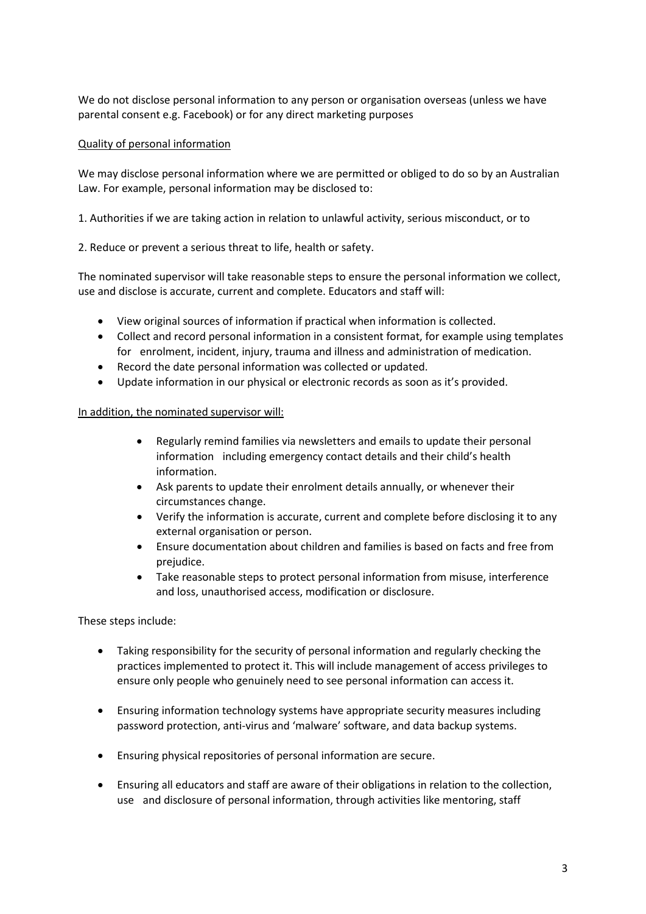We do not disclose personal information to any person or organisation overseas (unless we have parental consent e.g. Facebook) or for any direct marketing purposes

<u>Quality of personal information</u>

We may disclose personal information where we are permitted or obliged to do so by an Australian Law. For example, personal information may be disclosed to:

1. Authorities if we are taking action in relation to unlawful activity, serious misconduct, or to

2. Reduce or prevent a serious threat to life, health or safety.

The nominated supervisor will take reasonable steps to ensure the personal information we collect, use and disclose is accurate, current and complete. Educators and staff will:

- View original sources of information if practical when information is collected.
- Collect and record personal information in a consistent format, for example using templates for enrolment, incident, injury, trauma and illness and administration of medication.
- Record the date personal information was collected or updated.
- Update information in our physical or electronic records as soon as it's provided.

<u>In addition, the nominated supervisor will:</u>

- Regularly remind families via newsletters and emails to update their personal information including emergency contact details and their child's health information.
- Ask parents to update their enrolment details annually, or whenever their circumstances change.
- Verify the information is accurate, current and complete before disclosing it to any external organisation or person.
- Ensure documentation about children and families is based on facts and free from prejudice.
- Take reasonable steps to protect personal information from misuse, interference and loss, unauthorised access, modification or disclosure.

These steps include:

- Taking responsibility for the security of personal information and regularly checking the practices implemented to protect it. This will include management of access privileges to ensure only people who genuinely need to see personal information can access it.
- Ensuring information technology systems have appropriate security measures including password protection, anti-virus and 'malware' software, and data backup systems.
- Ensuring physical repositories of personal information are secure.
- Ensuring all educators and staff are aware of their obligations in relation to the collection, use and disclosure of personal information, through activities like mentoring, staff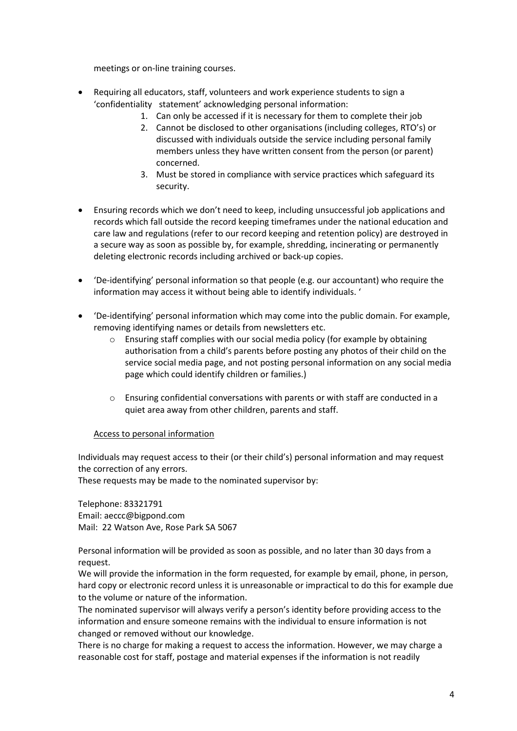meetings or on-line training courses.

- Requiring all educators, staff, volunteers and work experience students to sign a 'confidentiality statement' acknowledging personal information:
    1. Can only be accessed if it is necessary for them to complete their job
    2. Cannot be disclosed to other organisations (including colleges, RTO's) or discussed with individuals outside the service including personal family members unless they have written consent from the person (or parent) concerned.
    3. Must be stored in compliance with service practices which safeguard its security.

- Ensuring records which we don't need to keep, including unsuccessful job applications and records which fall outside the record keeping timeframes under the national education and care law and regulations (refer to our record keeping and retention policy) are destroyed in a secure way as soon as possible by, for example, shredding, incinerating or permanently deleting electronic records including archived or back-up copies.

- 'De-identifying' personal information so that people (e.g. our accountant) who require the information may access it without being able to identify individuals. '

- 'De-identifying' personal information which may come into the public domain. For example, removing identifying names or details from newsletters etc.
    - Ensuring staff complies with our social media policy (for example by obtaining authorisation from a child's parents before posting any photos of their child on the service social media page, and not posting personal information on any social media page which could identify children or families.)
    - Ensuring confidential conversations with parents or with staff are conducted in a quiet area away from other children, parents and staff.

<u>Access to personal information</u>

Individuals may request access to their (or their child's) personal information and may request the correction of any errors.
These requests may be made to the nominated supervisor by:

Telephone: 83321791
Email: aeccc@bigpond.com
Mail: 22 Watson Ave, Rose Park SA 5067

Personal information will be provided as soon as possible, and no later than 30 days from a request.
We will provide the information in the form requested, for example by email, phone, in person, hard copy or electronic record unless it is unreasonable or impractical to do this for example due to the volume or nature of the information.
The nominated supervisor will always verify a person's identity before providing access to the information and ensure someone remains with the individual to ensure information is not changed or removed without our knowledge.
There is no charge for making a request to access the information. However, we may charge a reasonable cost for staff, postage and material expenses if the information is not readily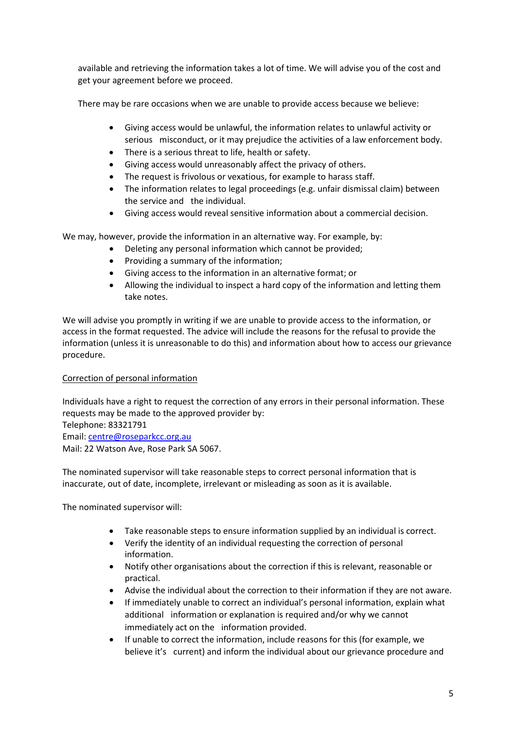available and retrieving the information takes a lot of time. We will advise you of the cost and get your agreement before we proceed.

There may be rare occasions when we are unable to provide access because we believe:

- Giving access would be unlawful, the information relates to unlawful activity or serious misconduct, or it may prejudice the activities of a law enforcement body.
- There is a serious threat to life, health or safety.
- Giving access would unreasonably affect the privacy of others.
- The request is frivolous or vexatious, for example to harass staff.
- The information relates to legal proceedings (e.g. unfair dismissal claim) between the service and the individual.
- Giving access would reveal sensitive information about a commercial decision.

We may, however, provide the information in an alternative way. For example, by:

- Deleting any personal information which cannot be provided;
- Providing a summary of the information;
- Giving access to the information in an alternative format; or
- Allowing the individual to inspect a hard copy of the information and letting them take notes.

We will advise you promptly in writing if we are unable to provide access to the information, or access in the format requested. The advice will include the reasons for the refusal to provide the information (unless it is unreasonable to do this) and information about how to access our grievance procedure.

<u>Correction of personal information</u>

Individuals have a right to request the correction of any errors in their personal information. These requests may be made to the approved provider by:
Telephone: 83321791
Email: centre@roseparkcc.org.au
Mail: 22 Watson Ave, Rose Park SA 5067.

The nominated supervisor will take reasonable steps to correct personal information that is inaccurate, out of date, incomplete, irrelevant or misleading as soon as it is available.

The nominated supervisor will:

- Take reasonable steps to ensure information supplied by an individual is correct.
- Verify the identity of an individual requesting the correction of personal information.
- Notify other organisations about the correction if this is relevant, reasonable or practical.
- Advise the individual about the correction to their information if they are not aware.
- If immediately unable to correct an individual's personal information, explain what additional information or explanation is required and/or why we cannot immediately act on the information provided.
- If unable to correct the information, include reasons for this (for example, we believe it's current) and inform the individual about our grievance procedure and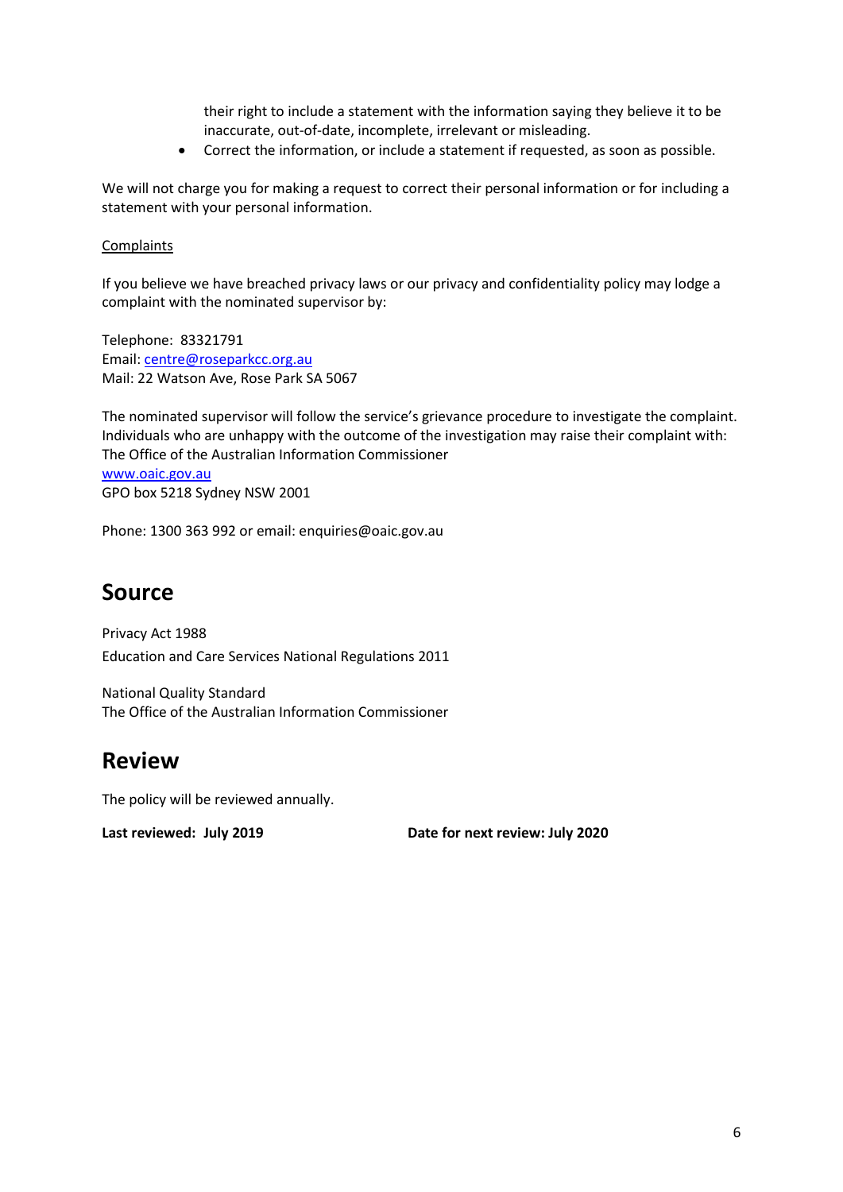their right to include a statement with the information saying they believe it to be inaccurate, out-of-date, incomplete, irrelevant or misleading.

- Correct the information, or include a statement if requested, as soon as possible.

We will not charge you for making a request to correct their personal information or for including a statement with your personal information.

Complaints

If you believe we have breached privacy laws or our privacy and confidentiality policy may lodge a complaint with the nominated supervisor by:

Telephone: 83321791
Email: centre@roseparkcc.org.au
Mail: 22 Watson Ave, Rose Park SA 5067

The nominated supervisor will follow the service's grievance procedure to investigate the complaint. Individuals who are unhappy with the outcome of the investigation may raise their complaint with:
The Office of the Australian Information Commissioner
www.oaic.gov.au
GPO box 5218 Sydney NSW 2001

Phone: 1300 363 992 or email: enquiries@oaic.gov.au

# Source

Privacy Act 1988
Education and Care Services National Regulations 2011

National Quality Standard
The Office of the Australian Information Commissioner

# Review

The policy will be reviewed annually.

**Last reviewed: July 2019** **Date for next review: July 2020**